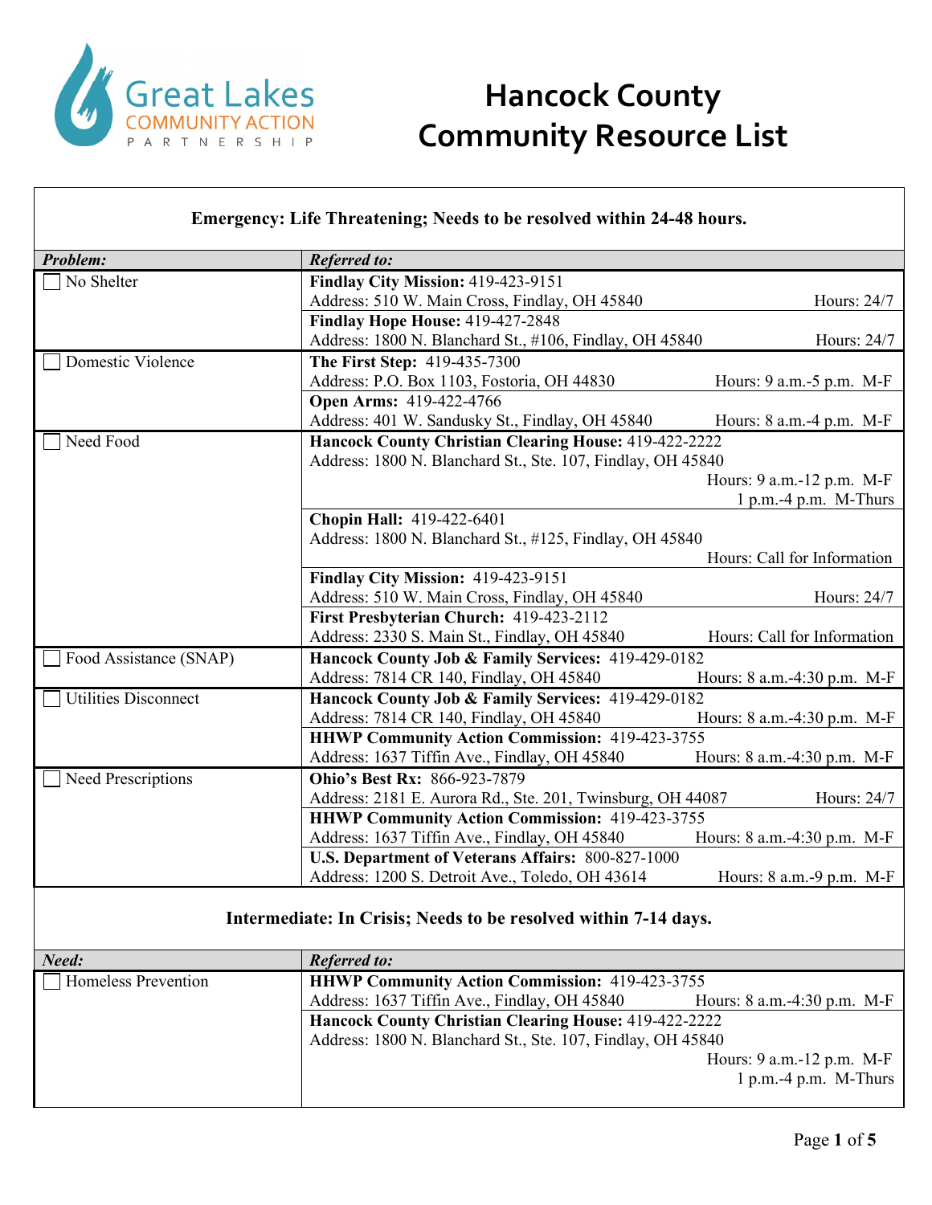Great Lakes COMMUNITY ACTION PARTNERSHIP

# Hancock County Community Resource List

## Emergency: Life Threatening; Needs to be resolved within 24-48 hours.

| *Problem:* | *Referred to:* |
|---|---|
| ☐ No Shelter | **Findlay City Mission:** 419-423-9151<br>Address: 510 W. Main Cross, Findlay, OH 45840 — Hours: 24/7 |
| | **Findlay Hope House:** 419-427-2848<br>Address: 1800 N. Blanchard St., #106, Findlay, OH 45840 — Hours: 24/7 |
| ☐ Domestic Violence | **The First Step:** 419-435-7300<br>Address: P.O. Box 1103, Fostoria, OH 44830 — Hours: 9 a.m.-5 p.m. M-F |
| | **Open Arms:** 419-422-4766<br>Address: 401 W. Sandusky St., Findlay, OH 45840 — Hours: 8 a.m.-4 p.m. M-F |
| ☐ Need Food | **Hancock County Christian Clearing House:** 419-422-2222<br>Address: 1800 N. Blanchard St., Ste. 107, Findlay, OH 45840<br>Hours: 9 a.m.-12 p.m. M-F<br>1 p.m.-4 p.m. M-Thurs |
| | **Chopin Hall:** 419-422-6401<br>Address: 1800 N. Blanchard St., #125, Findlay, OH 45840<br>Hours: Call for Information |
| | **Findlay City Mission:** 419-423-9151<br>Address: 510 W. Main Cross, Findlay, OH 45840 — Hours: 24/7 |
| | **First Presbyterian Church:** 419-423-2112<br>Address: 2330 S. Main St., Findlay, OH 45840 — Hours: Call for Information |
| ☐ Food Assistance (SNAP) | **Hancock County Job & Family Services:** 419-429-0182<br>Address: 7814 CR 140, Findlay, OH 45840 — Hours: 8 a.m.-4:30 p.m. M-F |
| ☐ Utilities Disconnect | **Hancock County Job & Family Services:** 419-429-0182<br>Address: 7814 CR 140, Findlay, OH 45840 — Hours: 8 a.m.-4:30 p.m. M-F |
| | **HHWP Community Action Commission:** 419-423-3755<br>Address: 1637 Tiffin Ave., Findlay, OH 45840 — Hours: 8 a.m.-4:30 p.m. M-F |
| ☐ Need Prescriptions | **Ohio's Best Rx:** 866-923-7879<br>Address: 2181 E. Aurora Rd., Ste. 201, Twinsburg, OH 44087 — Hours: 24/7 |
| | **HHWP Community Action Commission:** 419-423-3755<br>Address: 1637 Tiffin Ave., Findlay, OH 45840 — Hours: 8 a.m.-4:30 p.m. M-F |
| | **U.S. Department of Veterans Affairs:** 800-827-1000<br>Address: 1200 S. Detroit Ave., Toledo, OH 43614 — Hours: 8 a.m.-9 p.m. M-F |

## Intermediate: In Crisis; Needs to be resolved within 7-14 days.

| *Need:* | *Referred to:* |
|---|---|
| ☐ Homeless Prevention | **HHWP Community Action Commission:** 419-423-3755<br>Address: 1637 Tiffin Ave., Findlay, OH 45840 — Hours: 8 a.m.-4:30 p.m. M-F |
| | **Hancock County Christian Clearing House:** 419-422-2222<br>Address: 1800 N. Blanchard St., Ste. 107, Findlay, OH 45840<br>Hours: 9 a.m.-12 p.m. M-F<br>1 p.m.-4 p.m. M-Thurs |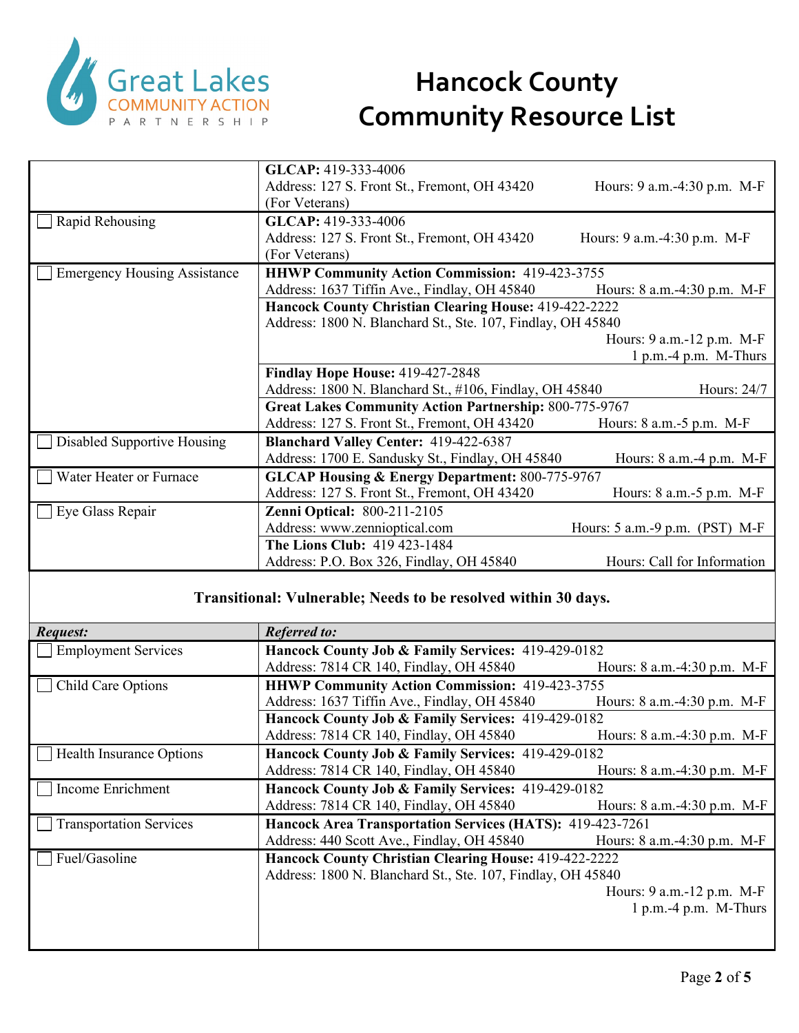# Hancock County Community Resource List

| | |
|---|---|
| | **GLCAP:** 419-333-4006<br>Address: 127 S. Front St., Fremont, OH 43420 Hours: 9 a.m.-4:30 p.m. M-F<br>(For Veterans) |
| ☐ Rapid Rehousing | **GLCAP:** 419-333-4006<br>Address: 127 S. Front St., Fremont, OH 43420 Hours: 9 a.m.-4:30 p.m. M-F<br>(For Veterans) |
| ☐ Emergency Housing Assistance | **HHWP Community Action Commission:** 419-423-3755<br>Address: 1637 Tiffin Ave., Findlay, OH 45840 Hours: 8 a.m.-4:30 p.m. M-F |
| | **Hancock County Christian Clearing House:** 419-422-2222<br>Address: 1800 N. Blanchard St., Ste. 107, Findlay, OH 45840<br>Hours: 9 a.m.-12 p.m. M-F<br>1 p.m.-4 p.m. M-Thurs |
| | **Findlay Hope House:** 419-427-2848<br>Address: 1800 N. Blanchard St., #106, Findlay, OH 45840 Hours: 24/7 |
| | **Great Lakes Community Action Partnership:** 800-775-9767<br>Address: 127 S. Front St., Fremont, OH 43420 Hours: 8 a.m.-5 p.m. M-F |
| ☐ Disabled Supportive Housing | **Blanchard Valley Center:** 419-422-6387<br>Address: 1700 E. Sandusky St., Findlay, OH 45840 Hours: 8 a.m.-4 p.m. M-F |
| ☐ Water Heater or Furnace | **GLCAP Housing & Energy Department:** 800-775-9767<br>Address: 127 S. Front St., Fremont, OH 43420 Hours: 8 a.m.-5 p.m. M-F |
| ☐ Eye Glass Repair | **Zenni Optical:** 800-211-2105<br>Address: www.zennioptical.com Hours: 5 a.m.-9 p.m. (PST) M-F |
| | **The Lions Club:** 419 423-1484<br>Address: P.O. Box 326, Findlay, OH 45840 Hours: Call for Information |

**Transitional: Vulnerable; Needs to be resolved within 30 days.**

| ***Request:*** | ***Referred to:*** |
|---|---|
| ☐ Employment Services | **Hancock County Job & Family Services:** 419-429-0182<br>Address: 7814 CR 140, Findlay, OH 45840 Hours: 8 a.m.-4:30 p.m. M-F |
| ☐ Child Care Options | **HHWP Community Action Commission:** 419-423-3755<br>Address: 1637 Tiffin Ave., Findlay, OH 45840 Hours: 8 a.m.-4:30 p.m. M-F |
| | **Hancock County Job & Family Services:** 419-429-0182<br>Address: 7814 CR 140, Findlay, OH 45840 Hours: 8 a.m.-4:30 p.m. M-F |
| ☐ Health Insurance Options | **Hancock County Job & Family Services:** 419-429-0182<br>Address: 7814 CR 140, Findlay, OH 45840 Hours: 8 a.m.-4:30 p.m. M-F |
| ☐ Income Enrichment | **Hancock County Job & Family Services:** 419-429-0182<br>Address: 7814 CR 140, Findlay, OH 45840 Hours: 8 a.m.-4:30 p.m. M-F |
| ☐ Transportation Services | **Hancock Area Transportation Services (HATS):** 419-423-7261<br>Address: 440 Scott Ave., Findlay, OH 45840 Hours: 8 a.m.-4:30 p.m. M-F |
| ☐ Fuel/Gasoline | **Hancock County Christian Clearing House:** 419-422-2222<br>Address: 1800 N. Blanchard St., Ste. 107, Findlay, OH 45840<br>Hours: 9 a.m.-12 p.m. M-F<br>1 p.m.-4 p.m. M-Thurs |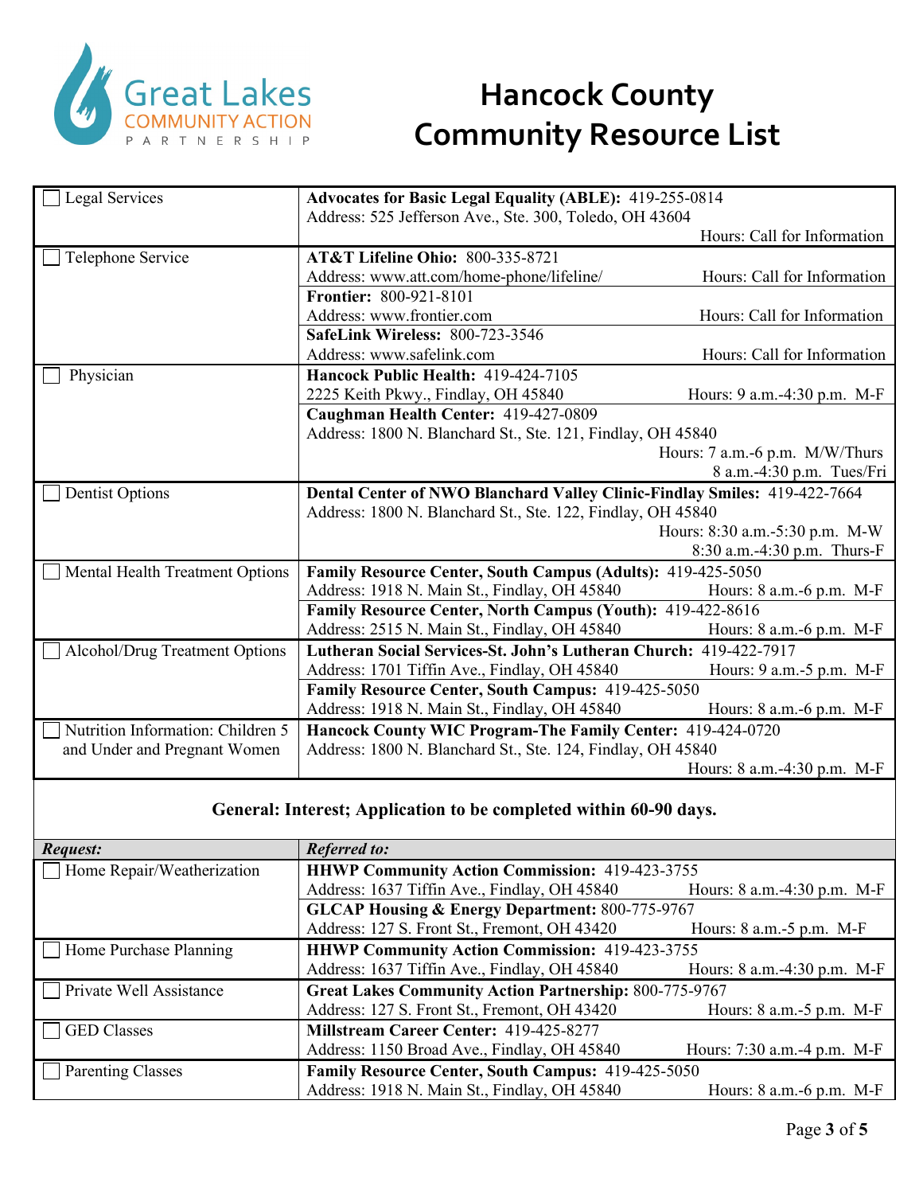# Hancock County Community Resource List

| | |
|---|---|
| ☐ Legal Services | **Advocates for Basic Legal Equality (ABLE):** 419-255-0814<br>Address: 525 Jefferson Ave., Ste. 300, Toledo, OH 43604<br>Hours: Call for Information |
| ☐ Telephone Service | **AT&T Lifeline Ohio:** 800-335-8721<br>Address: www.att.com/home-phone/lifeline/ Hours: Call for Information<br>**Frontier:** 800-921-8101<br>Address: www.frontier.com Hours: Call for Information<br>**SafeLink Wireless:** 800-723-3546<br>Address: www.safelink.com Hours: Call for Information |
| ☐ Physician | **Hancock Public Health:** 419-424-7105<br>2225 Keith Pkwy., Findlay, OH 45840 Hours: 9 a.m.-4:30 p.m. M-F<br>**Caughman Health Center:** 419-427-0809<br>Address: 1800 N. Blanchard St., Ste. 121, Findlay, OH 45840<br>Hours: 7 a.m.-6 p.m. M/W/Thurs<br>8 a.m.-4:30 p.m. Tues/Fri |
| ☐ Dentist Options | **Dental Center of NWO Blanchard Valley Clinic-Findlay Smiles:** 419-422-7664<br>Address: 1800 N. Blanchard St., Ste. 122, Findlay, OH 45840<br>Hours: 8:30 a.m.-5:30 p.m. M-W<br>8:30 a.m.-4:30 p.m. Thurs-F |
| ☐ Mental Health Treatment Options | **Family Resource Center, South Campus (Adults):** 419-425-5050<br>Address: 1918 N. Main St., Findlay, OH 45840 Hours: 8 a.m.-6 p.m. M-F<br>**Family Resource Center, North Campus (Youth):** 419-422-8616<br>Address: 2515 N. Main St., Findlay, OH 45840 Hours: 8 a.m.-6 p.m. M-F |
| ☐ Alcohol/Drug Treatment Options | **Lutheran Social Services-St. John's Lutheran Church:** 419-422-7917<br>Address: 1701 Tiffin Ave., Findlay, OH 45840 Hours: 9 a.m.-5 p.m. M-F<br>**Family Resource Center, South Campus:** 419-425-5050<br>Address: 1918 N. Main St., Findlay, OH 45840 Hours: 8 a.m.-6 p.m. M-F |
| ☐ Nutrition Information: Children 5 and Under and Pregnant Women | **Hancock County WIC Program-The Family Center:** 419-424-0720<br>Address: 1800 N. Blanchard St., Ste. 124, Findlay, OH 45840<br>Hours: 8 a.m.-4:30 p.m. M-F |

**General: Interest; Application to be completed within 60-90 days.**

| ***Request:*** | ***Referred to:*** |
|---|---|
| ☐ Home Repair/Weatherization | **HHWP Community Action Commission:** 419-423-3755<br>Address: 1637 Tiffin Ave., Findlay, OH 45840 Hours: 8 a.m.-4:30 p.m. M-F<br>**GLCAP Housing & Energy Department:** 800-775-9767<br>Address: 127 S. Front St., Fremont, OH 43420 Hours: 8 a.m.-5 p.m. M-F |
| ☐ Home Purchase Planning | **HHWP Community Action Commission:** 419-423-3755<br>Address: 1637 Tiffin Ave., Findlay, OH 45840 Hours: 8 a.m.-4:30 p.m. M-F |
| ☐ Private Well Assistance | **Great Lakes Community Action Partnership:** 800-775-9767<br>Address: 127 S. Front St., Fremont, OH 43420 Hours: 8 a.m.-5 p.m. M-F |
| ☐ GED Classes | **Millstream Career Center:** 419-425-8277<br>Address: 1150 Broad Ave., Findlay, OH 45840 Hours: 7:30 a.m.-4 p.m. M-F |
| ☐ Parenting Classes | **Family Resource Center, South Campus:** 419-425-5050<br>Address: 1918 N. Main St., Findlay, OH 45840 Hours: 8 a.m.-6 p.m. M-F |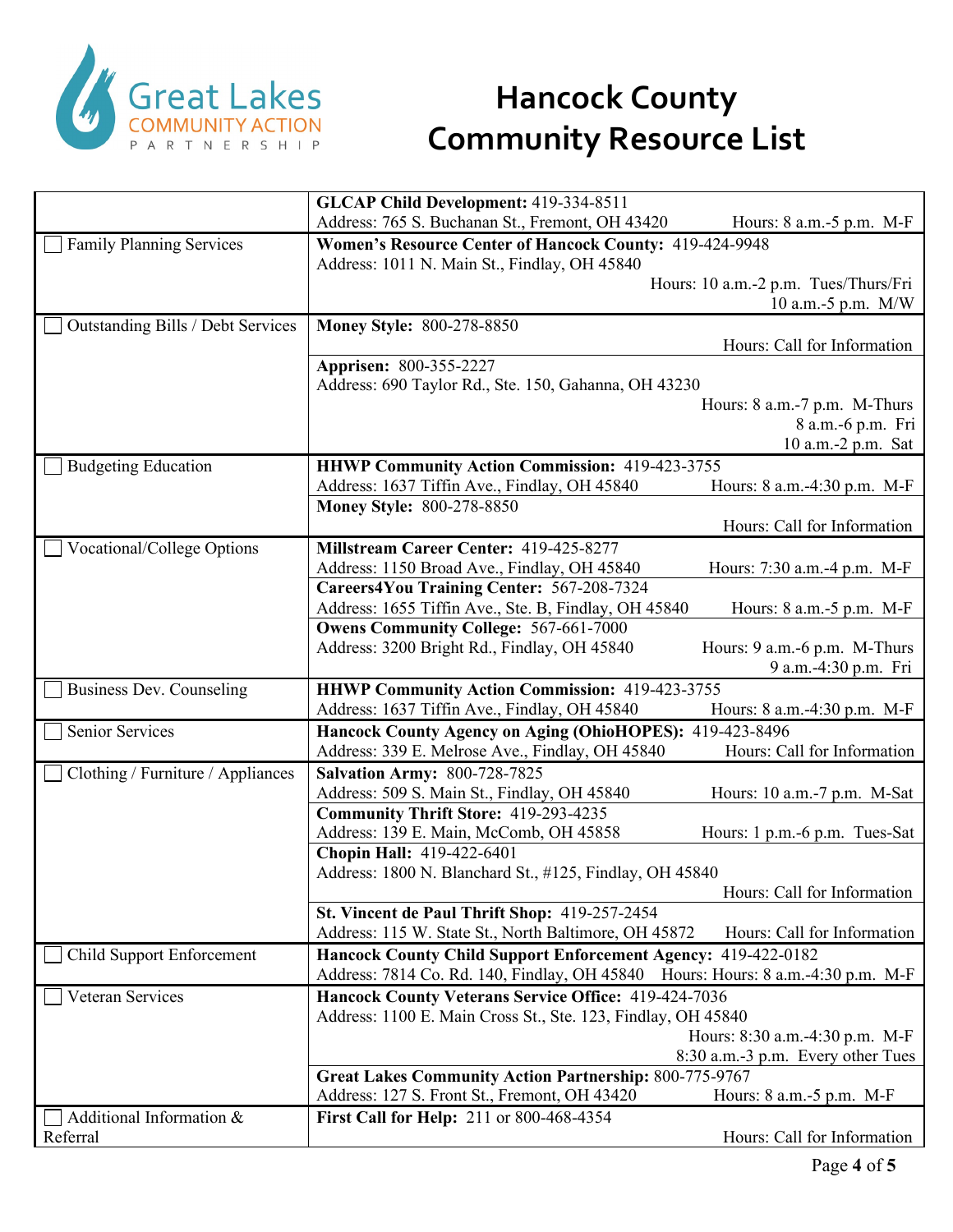# Hancock County Community Resource List

Great Lakes Community Action Partnership

| Category | Resource |
| --- | --- |
| | **GLCAP Child Development:** 419-334-8511<br>Address: 765 S. Buchanan St., Fremont, OH 43420 Hours: 8 a.m.-5 p.m. M-F |
| ☐ Family Planning Services | **Women's Resource Center of Hancock County:** 419-424-9948<br>Address: 1011 N. Main St., Findlay, OH 45840<br>Hours: 10 a.m.-2 p.m. Tues/Thurs/Fri<br>10 a.m.-5 p.m. M/W |
| ☐ Outstanding Bills / Debt Services | **Money Style:** 800-278-8850<br>Hours: Call for Information |
| | **Apprisen:** 800-355-2227<br>Address: 690 Taylor Rd., Ste. 150, Gahanna, OH 43230<br>Hours: 8 a.m.-7 p.m. M-Thurs<br>8 a.m.-6 p.m. Fri<br>10 a.m.-2 p.m. Sat |
| ☐ Budgeting Education | **HHWP Community Action Commission:** 419-423-3755<br>Address: 1637 Tiffin Ave., Findlay, OH 45840 Hours: 8 a.m.-4:30 p.m. M-F |
| | **Money Style:** 800-278-8850<br>Hours: Call for Information |
| ☐ Vocational/College Options | **Millstream Career Center:** 419-425-8277<br>Address: 1150 Broad Ave., Findlay, OH 45840 Hours: 7:30 a.m.-4 p.m. M-F |
| | **Careers4You Training Center:** 567-208-7324<br>Address: 1655 Tiffin Ave., Ste. B, Findlay, OH 45840 Hours: 8 a.m.-5 p.m. M-F |
| | **Owens Community College:** 567-661-7000<br>Address: 3200 Bright Rd., Findlay, OH 45840 Hours: 9 a.m.-6 p.m. M-Thurs<br>9 a.m.-4:30 p.m. Fri |
| ☐ Business Dev. Counseling | **HHWP Community Action Commission:** 419-423-3755<br>Address: 1637 Tiffin Ave., Findlay, OH 45840 Hours: 8 a.m.-4:30 p.m. M-F |
| ☐ Senior Services | **Hancock County Agency on Aging (OhioHOPES):** 419-423-8496<br>Address: 339 E. Melrose Ave., Findlay, OH 45840 Hours: Call for Information |
| ☐ Clothing / Furniture / Appliances | **Salvation Army:** 800-728-7825<br>Address: 509 S. Main St., Findlay, OH 45840 Hours: 10 a.m.-7 p.m. M-Sat |
| | **Community Thrift Store:** 419-293-4235<br>Address: 139 E. Main, McComb, OH 45858 Hours: 1 p.m.-6 p.m. Tues-Sat |
| | **Chopin Hall:** 419-422-6401<br>Address: 1800 N. Blanchard St., #125, Findlay, OH 45840<br>Hours: Call for Information |
| | **St. Vincent de Paul Thrift Shop:** 419-257-2454<br>Address: 115 W. State St., North Baltimore, OH 45872 Hours: Call for Information |
| ☐ Child Support Enforcement | **Hancock County Child Support Enforcement Agency:** 419-422-0182<br>Address: 7814 Co. Rd. 140, Findlay, OH 45840 Hours: Hours: 8 a.m.-4:30 p.m. M-F |
| ☐ Veteran Services | **Hancock County Veterans Service Office:** 419-424-7036<br>Address: 1100 E. Main Cross St., Ste. 123, Findlay, OH 45840<br>Hours: 8:30 a.m.-4:30 p.m. M-F<br>8:30 a.m.-3 p.m. Every other Tues |
| | **Great Lakes Community Action Partnership:** 800-775-9767<br>Address: 127 S. Front St., Fremont, OH 43420 Hours: 8 a.m.-5 p.m. M-F |
| ☐ Additional Information & Referral | **First Call for Help:** 211 or 800-468-4354<br>Hours: Call for Information |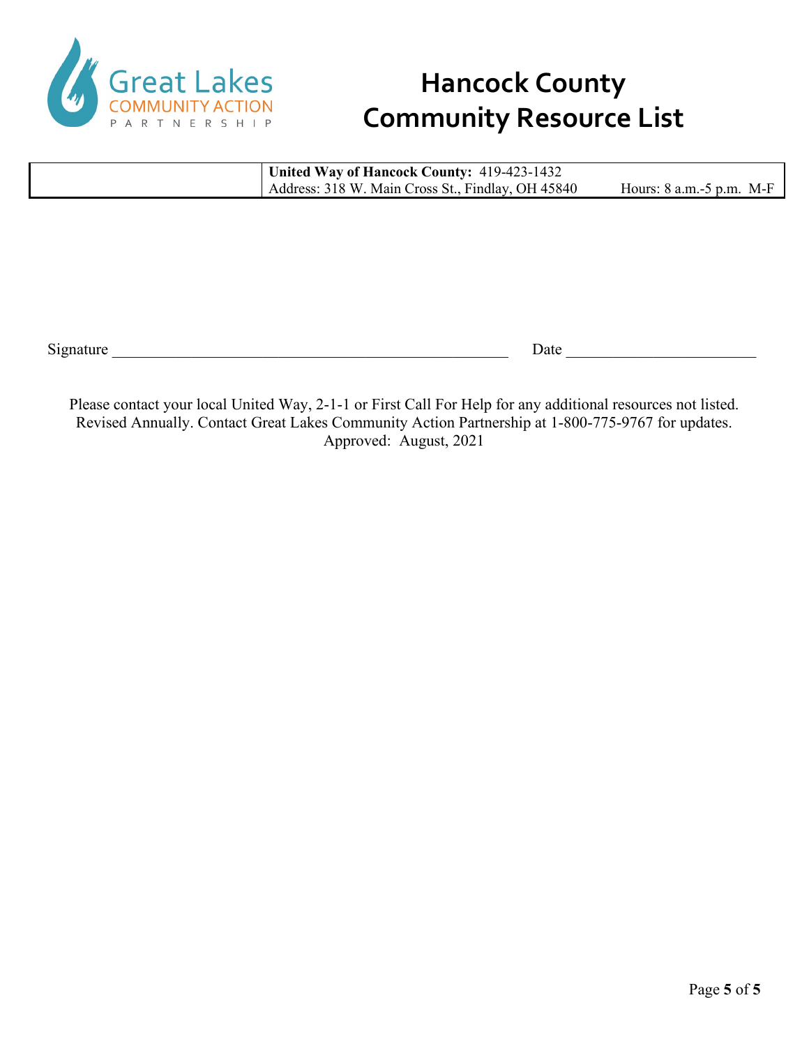Great Lakes
COMMUNITY ACTION
PARTNERSHIP

# Hancock County Community Resource List

| | |
|---|---|
| | **United Way of Hancock County:** 419-423-1432<br>Address: 318 W. Main Cross St., Findlay, OH 45840 Hours: 8 a.m.-5 p.m. M-F |

Signature ____________________________________________________ Date ________________________

Please contact your local United Way, 2-1-1 or First Call For Help for any additional resources not listed.
Revised Annually. Contact Great Lakes Community Action Partnership at 1-800-775-9767 for updates.
Approved: August, 2021